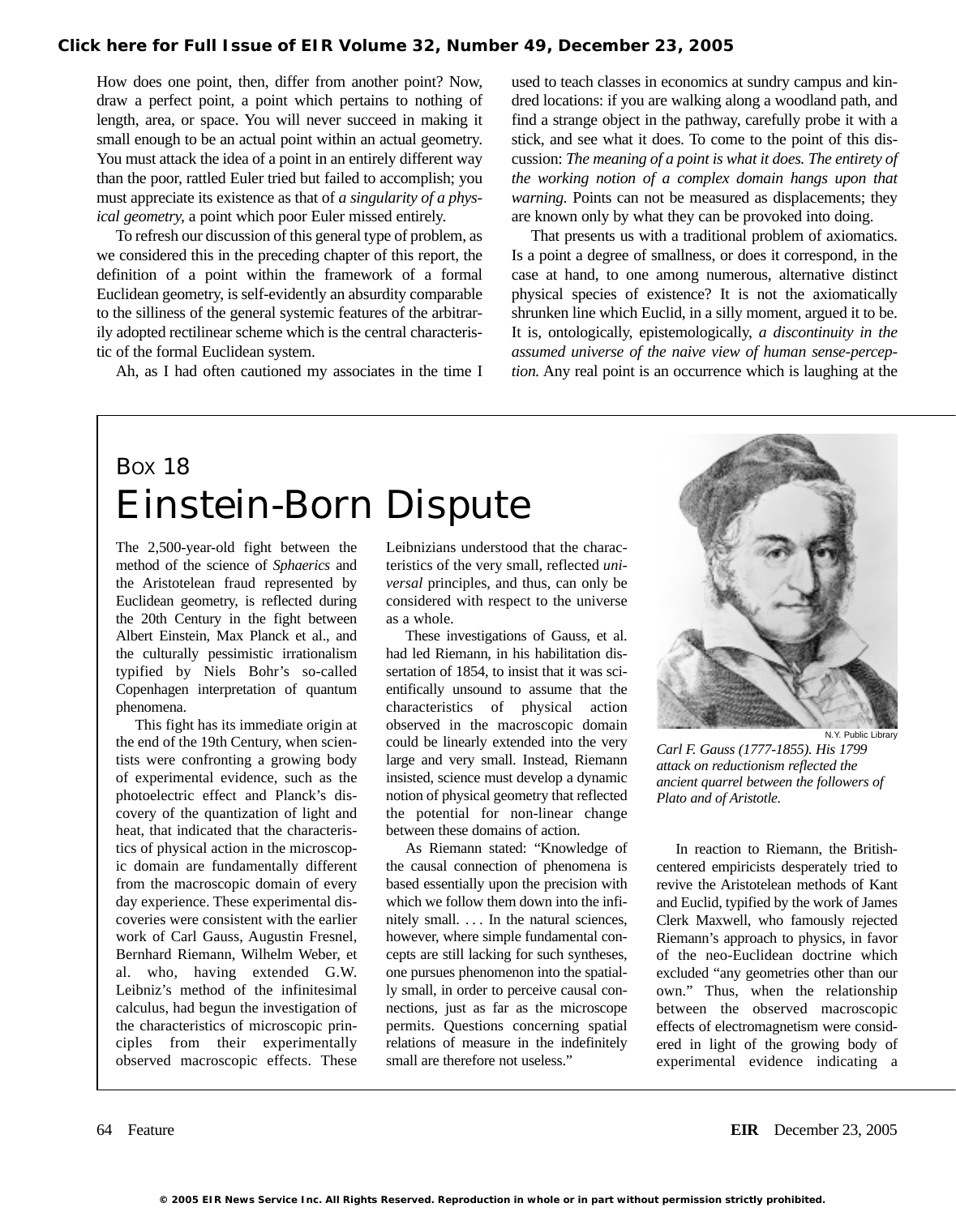How does one point, then, differ from another point? Now, draw a perfect point, a point which pertains to nothing of length, area, or space. You will never succeed in making it small enough to be an actual point within an actual geometry. You must attack the idea of a point in an entirely different way than the poor, rattled Euler tried but failed to accomplish; you must appreciate its existence as that of *a singularity of a physical geometry,* a point which poor Euler missed entirely.

To refresh our discussion of this general type of problem, as we considered this in the preceding chapter of this report, the definition of a point within the framework of a formal Euclidean geometry, is self-evidently an absurdity comparable to the silliness of the general systemic features of the arbitrarily adopted rectilinear scheme which is the central characteristic of the formal Euclidean system.

Ah, as I had often cautioned my associates in the time I used to teach classes in economics at sundry campus and kindred locations: if you are walking along a woodland path, and find a strange object in the pathway, carefully probe it with a stick, and see what it does. To come to the point of this discussion: *The meaning of a point is what it does. The entirety of the working notion of a complex domain hangs upon that warning.* Points can not be measured as displacements; they are known only by what they can be provoked into doing.

That presents us with a traditional problem of axiomatics. Is a point a degree of smallness, or does it correspond, in the case at hand, to one among numerous, alternative distinct physical species of existence? It is not the axiomatically shrunken line which Euclid, in a silly moment, argued it to be. It is, ontologically, epistemologically, *a discontinuity in the assumed universe of the naive view of human sense-perception.* Any real point is an occurrence which is laughing at the

## Box 18
# Einstein-Born Dispute

The 2,500-year-old fight between the method of the science of *Sphaerics* and the Aristotelean fraud represented by Euclidean geometry, is reflected during the 20th Century in the fight between Albert Einstein, Max Planck et al., and the culturally pessimistic irrationalism typified by Niels Bohr's so-called Copenhagen interpretation of quantum phenomena.

This fight has its immediate origin at the end of the 19th Century, when scientists were confronting a growing body of experimental evidence, such as the photoelectric effect and Planck's discovery of the quantization of light and heat, that indicated that the characteristics of physical action in the microscopic domain are fundamentally different from the macroscopic domain of every day experience. These experimental discoveries were consistent with the earlier work of Carl Gauss, Augustin Fresnel, Bernhard Riemann, Wilhelm Weber, et al. who, having extended G.W. Leibniz's method of the infinitesimal calculus, had begun the investigation of the characteristics of microscopic principles from their experimentally observed macroscopic effects. These Leibnizians understood that the characteristics of the very small, reflected *universal* principles, and thus, can only be considered with respect to the universe as a whole.

These investigations of Gauss, et al. had led Riemann, in his habilitation dissertation of 1854, to insist that it was scientifically unsound to assume that the characteristics of physical action observed in the macroscopic domain could be linearly extended into the very large and very small. Instead, Riemann insisted, science must develop a dynamic notion of physical geometry that reflected the potential for non-linear change between these domains of action.

As Riemann stated: "Knowledge of the causal connection of phenomena is based essentially upon the precision with which we follow them down into the infinitely small. . . . In the natural sciences, however, where simple fundamental concepts are still lacking for such syntheses, one pursues phenomenon into the spatially small, in order to perceive causal connections, just as far as the microscope permits. Questions concerning spatial relations of measure in the indefinitely small are therefore not useless."

N.Y. Public Library

*Carl F. Gauss (1777-1855). His 1799 attack on reductionism reflected the ancient quarrel between the followers of Plato and of Aristotle.*

In reaction to Riemann, the British-centered empiricists desperately tried to revive the Aristotelean methods of Kant and Euclid, typified by the work of James Clerk Maxwell, who famously rejected Riemann's approach to physics, in favor of the neo-Euclidean doctrine which excluded "any geometries other than our own." Thus, when the relationship between the observed macroscopic effects of electromagnetism were considered in light of the growing body of experimental evidence indicating a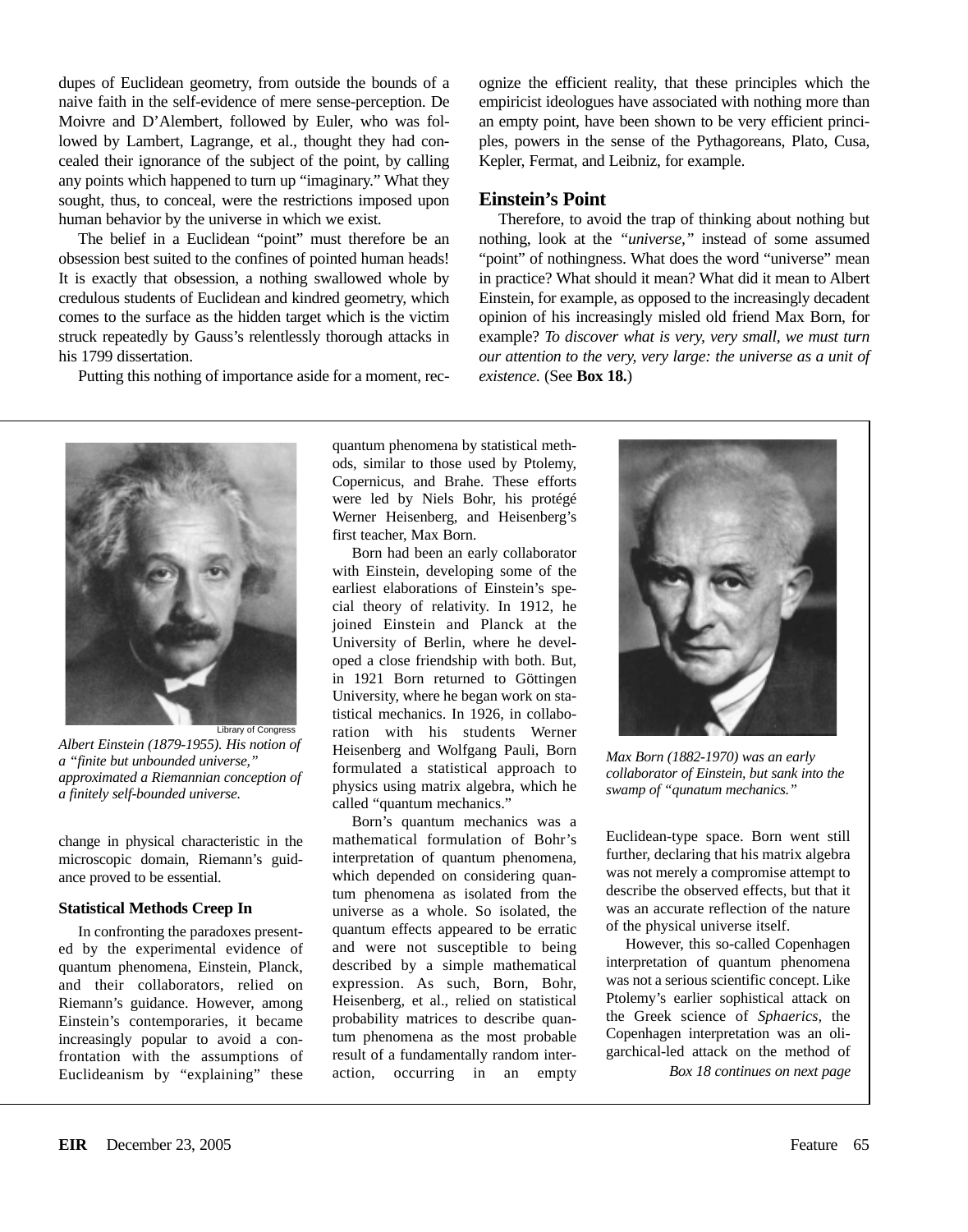dupes of Euclidean geometry, from outside the bounds of a naive faith in the self-evidence of mere sense-perception. De Moivre and D'Alembert, followed by Euler, who was followed by Lambert, Lagrange, et al., thought they had concealed their ignorance of the subject of the point, by calling any points which happened to turn up "imaginary." What they sought, thus, to conceal, were the restrictions imposed upon human behavior by the universe in which we exist.

The belief in a Euclidean "point" must therefore be an obsession best suited to the confines of pointed human heads! It is exactly that obsession, a nothing swallowed whole by credulous students of Euclidean and kindred geometry, which comes to the surface as the hidden target which is the victim struck repeatedly by Gauss's relentlessly thorough attacks in his 1799 dissertation.

Putting this nothing of importance aside for a moment, recognize the efficient reality, that these principles which the empiricist ideologues have associated with nothing more than an empty point, have been shown to be very efficient principles, powers in the sense of the Pythagoreans, Plato, Cusa, Kepler, Fermat, and Leibniz, for example.

## Einstein's Point

Therefore, to avoid the trap of thinking about nothing but nothing, look at the *"universe,"* instead of some assumed "point" of nothingness. What does the word "universe" mean in practice? What should it mean? What did it mean to Albert Einstein, for example, as opposed to the increasingly decadent opinion of his increasingly misled old friend Max Born, for example? *To discover what is very, very small, we must turn our attention to the very, very large: the universe as a unit of existence.* (See **Box 18.**)

Library of Congress

*Albert Einstein (1879-1955). His notion of a "finite but unbounded universe," approximated a Riemannian conception of a finitely self-bounded universe.*

*Max Born (1882-1970) was an early collaborator of Einstein, but sank into the swamp of "qunatum mechanics."*

change in physical characteristic in the microscopic domain, Riemann's guidance proved to be essential.

### Statistical Methods Creep In

In confronting the paradoxes presented by the experimental evidence of quantum phenomena, Einstein, Planck, and their collaborators, relied on Riemann's guidance. However, among Einstein's contemporaries, it became increasingly popular to avoid a confrontation with the assumptions of Euclideanism by "explaining" these quantum phenomena by statistical methods, similar to those used by Ptolemy, Copernicus, and Brahe. These efforts were led by Niels Bohr, his protégé Werner Heisenberg, and Heisenberg's first teacher, Max Born.

Born had been an early collaborator with Einstein, developing some of the earliest elaborations of Einstein's special theory of relativity. In 1912, he joined Einstein and Planck at the University of Berlin, where he developed a close friendship with both. But, in 1921 Born returned to Göttingen University, where he began work on statistical mechanics. In 1926, in collaboration with his students Werner Heisenberg and Wolfgang Pauli, Born formulated a statistical approach to physics using matrix algebra, which he called "quantum mechanics."

Born's quantum mechanics was a mathematical formulation of Bohr's interpretation of quantum phenomena, which depended on considering quantum phenomena as isolated from the universe as a whole. So isolated, the quantum effects appeared to be erratic and were not susceptible to being described by a simple mathematical expression. As such, Born, Bohr, Heisenberg, et al., relied on statistical probability matrices to describe quantum phenomena as the most probable result of a fundamentally random interaction, occurring in an empty Euclidean-type space. Born went still further, declaring that his matrix algebra was not merely a compromise attempt to describe the observed effects, but that it was an accurate reflection of the nature of the physical universe itself.

However, this so-called Copenhagen interpretation of quantum phenomena was not a serious scientific concept. Like Ptolemy's earlier sophistical attack on the Greek science of *Sphaerics,* the Copenhagen interpretation was an oligarchical-led attack on the method of

*Box 18 continues on next page*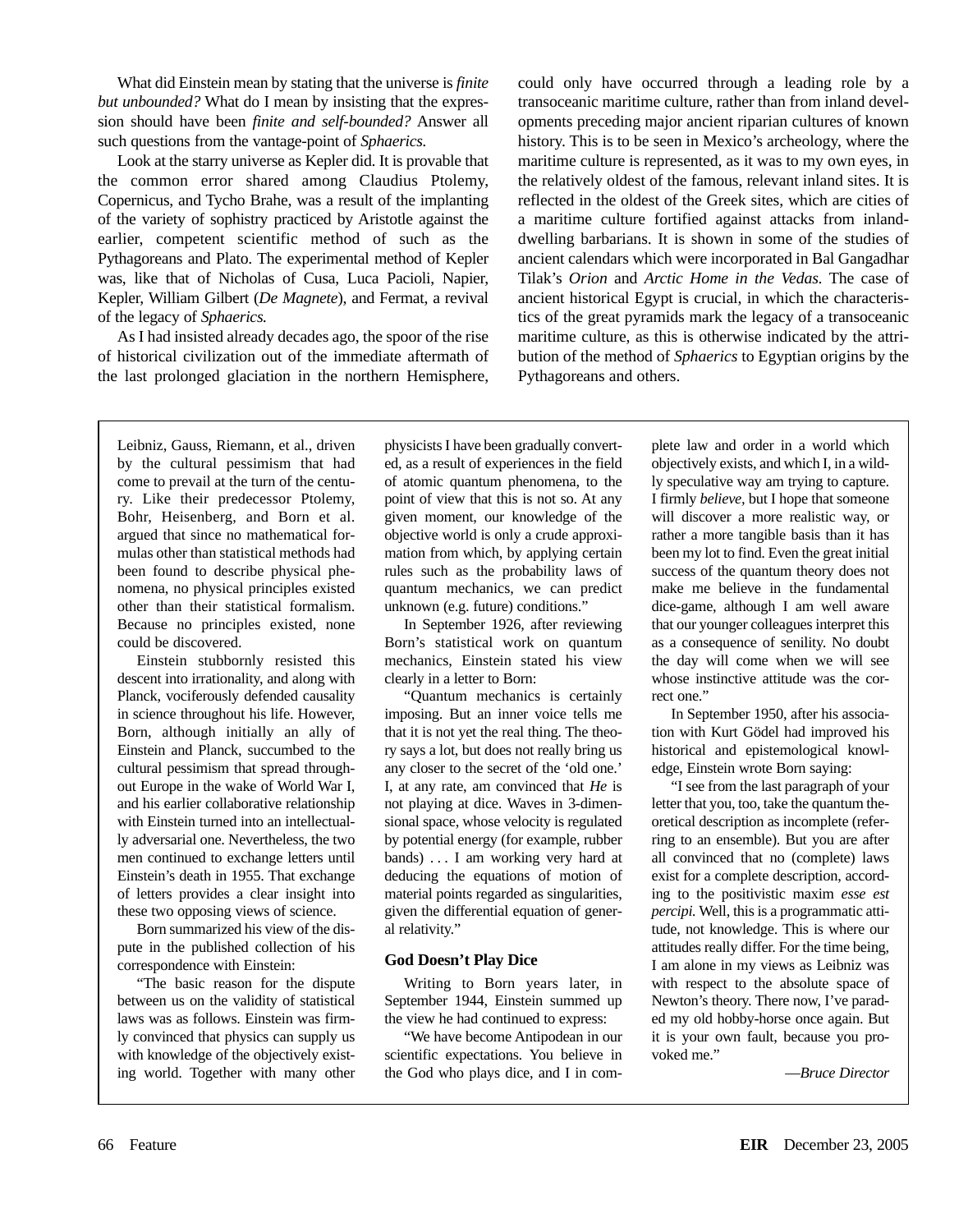What did Einstein mean by stating that the universe is *finite but unbounded?* What do I mean by insisting that the expression should have been *finite and self-bounded?* Answer all such questions from the vantage-point of *Sphaerics.*

Look at the starry universe as Kepler did. It is provable that the common error shared among Claudius Ptolemy, Copernicus, and Tycho Brahe, was a result of the implanting of the variety of sophistry practiced by Aristotle against the earlier, competent scientific method of such as the Pythagoreans and Plato. The experimental method of Kepler was, like that of Nicholas of Cusa, Luca Pacioli, Napier, Kepler, William Gilbert (*De Magnete*), and Fermat, a revival of the legacy of *Sphaerics.*

As I had insisted already decades ago, the spoor of the rise of historical civilization out of the immediate aftermath of the last prolonged glaciation in the northern Hemisphere, could only have occurred through a leading role by a transoceanic maritime culture, rather than from inland developments preceding major ancient riparian cultures of known history. This is to be seen in Mexico's archeology, where the maritime culture is represented, as it was to my own eyes, in the relatively oldest of the famous, relevant inland sites. It is reflected in the oldest of the Greek sites, which are cities of a maritime culture fortified against attacks from inland-dwelling barbarians. It is shown in some of the studies of ancient calendars which were incorporated in Bal Gangadhar Tilak's *Orion* and *Arctic Home in the Vedas.* The case of ancient historical Egypt is crucial, in which the characteristics of the great pyramids mark the legacy of a transoceanic maritime culture, as this is otherwise indicated by the attribution of the method of *Sphaerics* to Egyptian origins by the Pythagoreans and others.

---

Leibniz, Gauss, Riemann, et al., driven by the cultural pessimism that had come to prevail at the turn of the century. Like their predecessor Ptolemy, Bohr, Heisenberg, and Born et al. argued that since no mathematical formulas other than statistical methods had been found to describe physical phenomena, no physical principles existed other than their statistical formalism. Because no principles existed, none could be discovered.

Einstein stubbornly resisted this descent into irrationality, and along with Planck, vociferously defended causality in science throughout his life. However, Born, although initially an ally of Einstein and Planck, succumbed to the cultural pessimism that spread throughout Europe in the wake of World War I, and his earlier collaborative relationship with Einstein turned into an intellectually adversarial one. Nevertheless, the two men continued to exchange letters until Einstein's death in 1955. That exchange of letters provides a clear insight into these two opposing views of science.

Born summarized his view of the dispute in the published collection of his correspondence with Einstein:

"The basic reason for the dispute between us on the validity of statistical laws was as follows. Einstein was firmly convinced that physics can supply us with knowledge of the objectively existing world. Together with many other physicists I have been gradually converted, as a result of experiences in the field of atomic quantum phenomena, to the point of view that this is not so. At any given moment, our knowledge of the objective world is only a crude approximation from which, by applying certain rules such as the probability laws of quantum mechanics, we can predict unknown (e.g. future) conditions."

In September 1926, after reviewing Born's statistical work on quantum mechanics, Einstein stated his view clearly in a letter to Born:

"Quantum mechanics is certainly imposing. But an inner voice tells me that it is not yet the real thing. The theory says a lot, but does not really bring us any closer to the secret of the 'old one.' I, at any rate, am convinced that *He* is not playing at dice. Waves in 3-dimensional space, whose velocity is regulated by potential energy (for example, rubber bands) . . . I am working very hard at deducing the equations of motion of material points regarded as singularities, given the differential equation of general relativity."

### God Doesn't Play Dice

Writing to Born years later, in September 1944, Einstein summed up the view he had continued to express:

"We have become Antipodean in our scientific expectations. You believe in the God who plays dice, and I in complete law and order in a world which objectively exists, and which I, in a wildly speculative way am trying to capture. I firmly *believe,* but I hope that someone will discover a more realistic way, or rather a more tangible basis than it has been my lot to find. Even the great initial success of the quantum theory does not make me believe in the fundamental dice-game, although I am well aware that our younger colleagues interpret this as a consequence of senility. No doubt the day will come when we will see whose instinctive attitude was the correct one."

In September 1950, after his association with Kurt Gödel had improved his historical and epistemological knowledge, Einstein wrote Born saying:

"I see from the last paragraph of your letter that you, too, take the quantum theoretical description as incomplete (referring to an ensemble). But you are after all convinced that no (complete) laws exist for a complete description, according to the positivistic maxim *esse est percipi.* Well, this is a programmatic attitude, not knowledge. This is where our attitudes really differ. For the time being, I am alone in my views as Leibniz was with respect to the absolute space of Newton's theory. There now, I've paraded my old hobby-horse once again. But it is your own fault, because you provoked me."

—*Bruce Director*